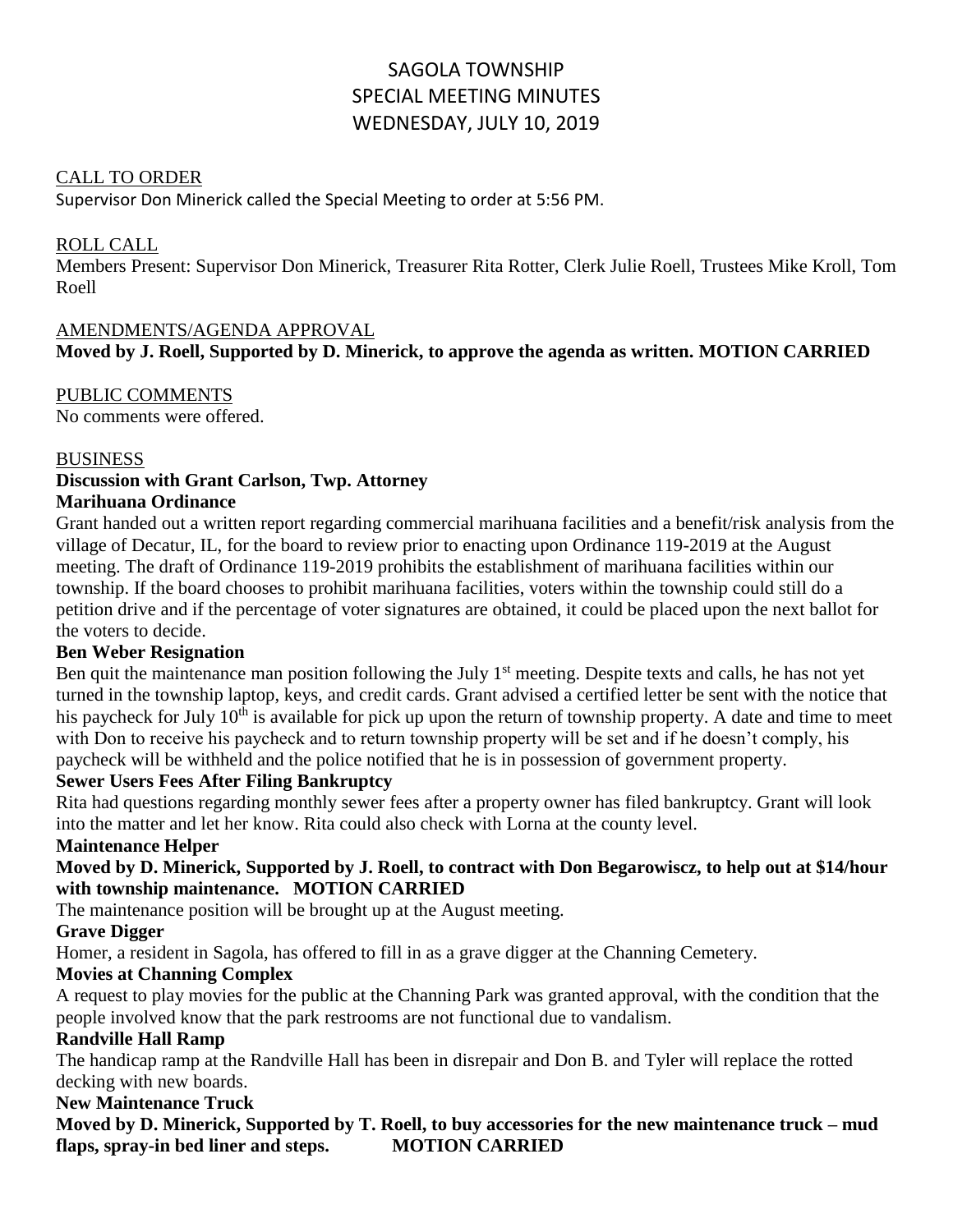# SAGOLA TOWNSHIP
## SPECIAL MEETING MINUTES
## WEDNESDAY, JULY 10, 2019

CALL TO ORDER

Supervisor Don Minerick called the Special Meeting to order at 5:56 PM.

ROLL CALL

Members Present: Supervisor Don Minerick, Treasurer Rita Rotter, Clerk Julie Roell, Trustees Mike Kroll, Tom Roell

AMENDMENTS/AGENDA APPROVAL

**Moved by J. Roell, Supported by D. Minerick, to approve the agenda as written. MOTION CARRIED**

PUBLIC COMMENTS

No comments were offered.

BUSINESS

**Discussion with Grant Carlson, Twp. Attorney**

**Marihuana Ordinance**

Grant handed out a written report regarding commercial marihuana facilities and a benefit/risk analysis from the village of Decatur, IL, for the board to review prior to enacting upon Ordinance 119-2019 at the August meeting. The draft of Ordinance 119-2019 prohibits the establishment of marihuana facilities within our township. If the board chooses to prohibit marihuana facilities, voters within the township could still do a petition drive and if the percentage of voter signatures are obtained, it could be placed upon the next ballot for the voters to decide.

**Ben Weber Resignation**

Ben quit the maintenance man position following the July 1st meeting. Despite texts and calls, he has not yet turned in the township laptop, keys, and credit cards. Grant advised a certified letter be sent with the notice that his paycheck for July 10th is available for pick up upon the return of township property. A date and time to meet with Don to receive his paycheck and to return township property will be set and if he doesn't comply, his paycheck will be withheld and the police notified that he is in possession of government property.

**Sewer Users Fees After Filing Bankruptcy**

Rita had questions regarding monthly sewer fees after a property owner has filed bankruptcy. Grant will look into the matter and let her know. Rita could also check with Lorna at the county level.

**Maintenance Helper**

**Moved by D. Minerick, Supported by J. Roell, to contract with Don Begarowiscz, to help out at $14/hour with township maintenance. MOTION CARRIED**

The maintenance position will be brought up at the August meeting.

**Grave Digger**

Homer, a resident in Sagola, has offered to fill in as a grave digger at the Channing Cemetery.

**Movies at Channing Complex**

A request to play movies for the public at the Channing Park was granted approval, with the condition that the people involved know that the park restrooms are not functional due to vandalism.

**Randville Hall Ramp**

The handicap ramp at the Randville Hall has been in disrepair and Don B. and Tyler will replace the rotted decking with new boards.

**New Maintenance Truck**

**Moved by D. Minerick, Supported by T. Roell, to buy accessories for the new maintenance truck – mud flaps, spray-in bed liner and steps. MOTION CARRIED**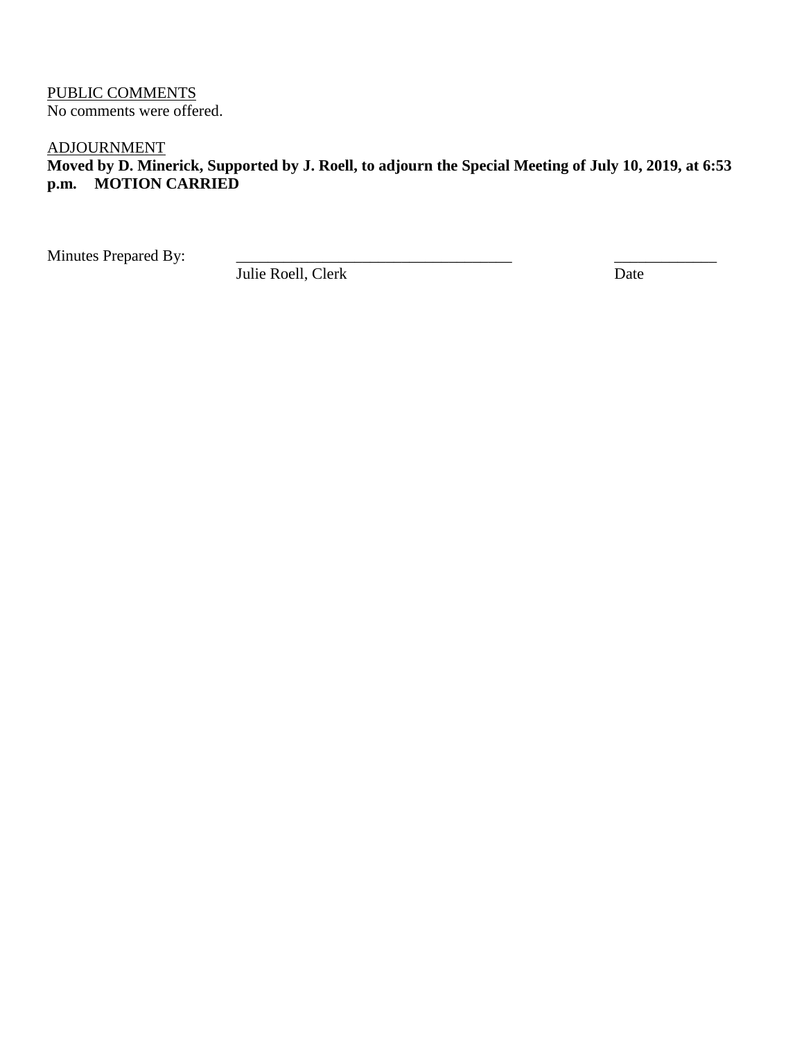<u>PUBLIC COMMENTS</u>
No comments were offered.

<u>ADJOURNMENT</u>
**Moved by D. Minerick, Supported by J. Roell, to adjourn the Special Meeting of July 10, 2019, at 6:53 p.m. MOTION CARRIED**

Minutes Prepared By: ____________________________________ _____________

Julie Roell, Clerk Date